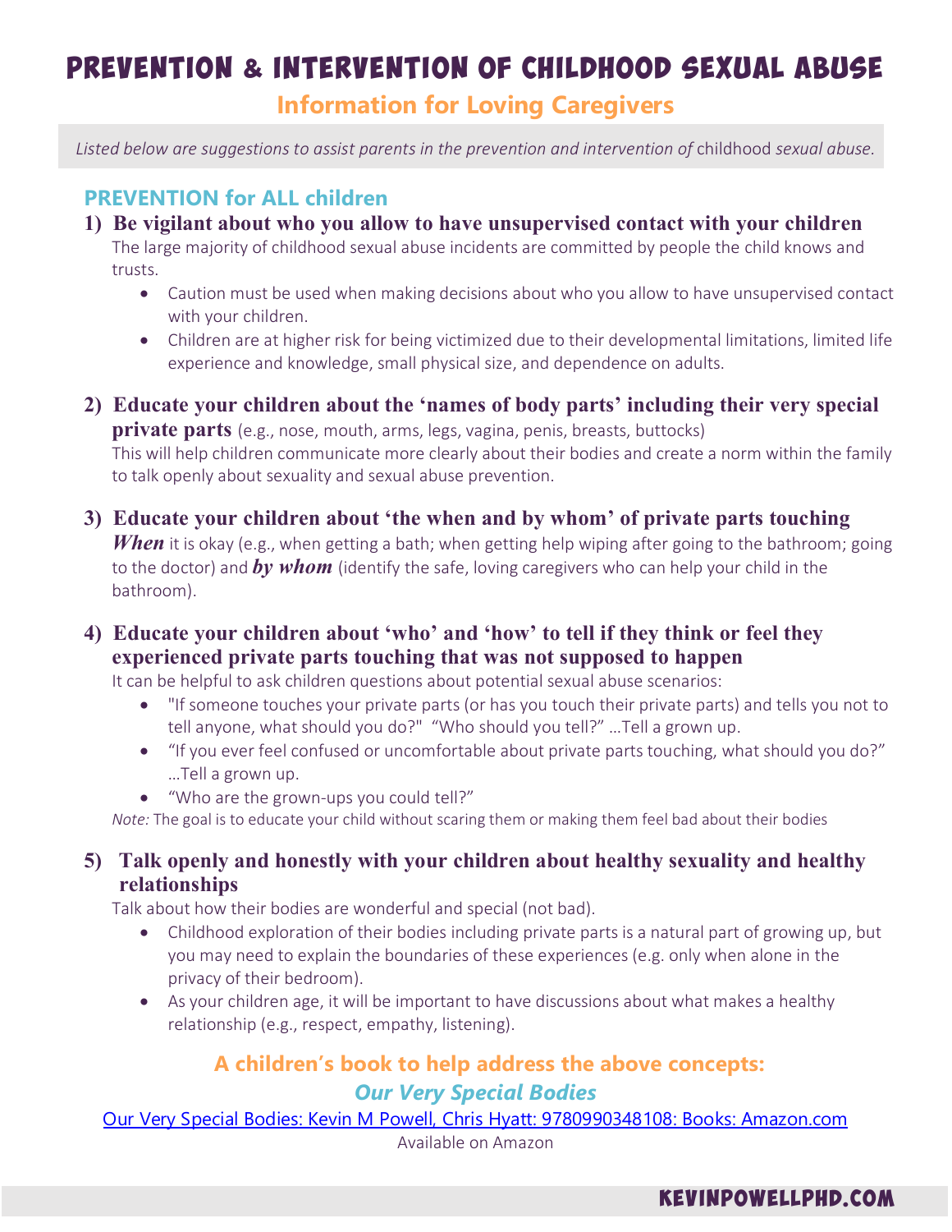# PREVENTION & INTERVENTION OF CHILDHOOD SEXUAL ABUSE

## Information for Loving Caregivers

*Listed below are suggestions to assist parents in the prevention and intervention of* childhood *sexual abuse.*

### PREVENTION for ALL children

**1) Be vigilant about who you allow to have unsupervised contact with your children**

The large majority of childhood sexual abuse incidents are committed by people the child knows and trusts.

- Caution must be used when making decisions about who you allow to have unsupervised contact with your children.
- Children are at higher risk for being victimized due to their developmental limitations, limited life experience and knowledge, small physical size, and dependence on adults.

**2) Educate your children about the 'names of body parts' including their very special private parts** (e.g., nose, mouth, arms, legs, vagina, penis, breasts, buttocks)

This will help children communicate more clearly about their bodies and create a norm within the family to talk openly about sexuality and sexual abuse prevention.

**3) Educate your children about 'the when and by whom' of private parts touching**

***When*** it is okay (e.g., when getting a bath; when getting help wiping after going to the bathroom; going to the doctor) and ***by whom*** (identify the safe, loving caregivers who can help your child in the bathroom).

**4) Educate your children about 'who' and 'how' to tell if they think or feel they experienced private parts touching that was not supposed to happen**

It can be helpful to ask children questions about potential sexual abuse scenarios:

- "If someone touches your private parts (or has you touch their private parts) and tells you not to tell anyone, what should you do?" "Who should you tell?" …Tell a grown up.
- "If you ever feel confused or uncomfortable about private parts touching, what should you do?" …Tell a grown up.
- "Who are the grown-ups you could tell?"

*Note:* The goal is to educate your child without scaring them or making them feel bad about their bodies

**5) Talk openly and honestly with your children about healthy sexuality and healthy relationships**

Talk about how their bodies are wonderful and special (not bad).

- Childhood exploration of their bodies including private parts is a natural part of growing up, but you may need to explain the boundaries of these experiences (e.g. only when alone in the privacy of their bedroom).
- As your children age, it will be important to have discussions about what makes a healthy relationship (e.g., respect, empathy, listening).

**A children's book to help address the above concepts:**

***Our Very Special Bodies***

[Our Very Special Bodies: Kevin M Powell, Chris Hyatt: 9780990348108: Books: Amazon.com](Our Very Special Bodies: Kevin M Powell, Chris Hyatt: 9780990348108: Books: Amazon.com)

Available on Amazon

KEVINPOWELLPHD.COM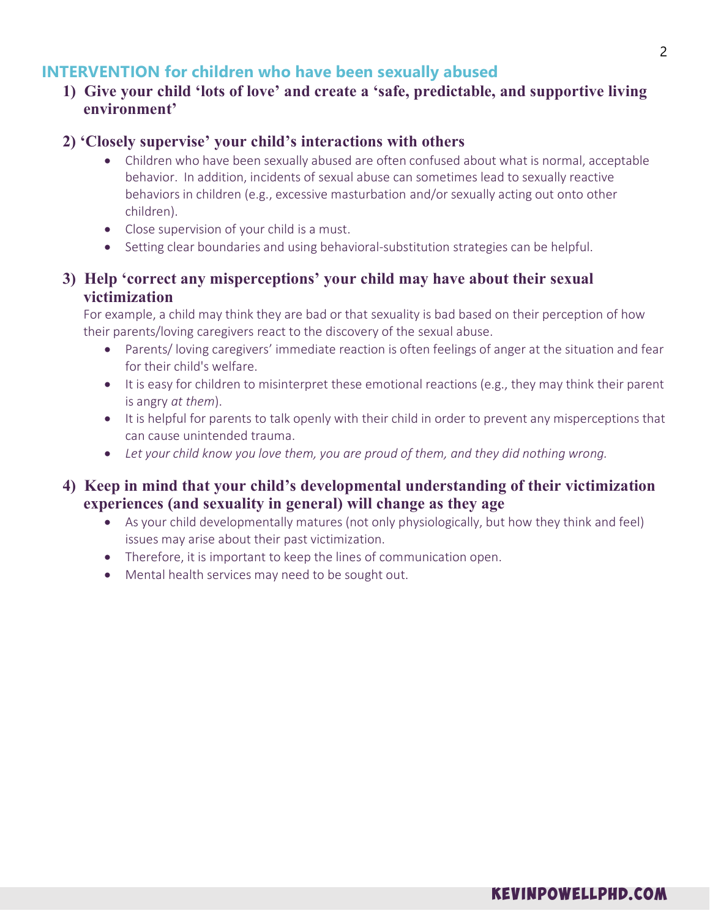## INTERVENTION for children who have been sexually abused

### 1) Give your child 'lots of love' and create a 'safe, predictable, and supportive living environment'

### 2) 'Closely supervise' your child's interactions with others

- Children who have been sexually abused are often confused about what is normal, acceptable behavior. In addition, incidents of sexual abuse can sometimes lead to sexually reactive behaviors in children (e.g., excessive masturbation and/or sexually acting out onto other children).
- Close supervision of your child is a must.
- Setting clear boundaries and using behavioral-substitution strategies can be helpful.

### 3) Help 'correct any misperceptions' your child may have about their sexual victimization

For example, a child may think they are bad or that sexuality is bad based on their perception of how their parents/loving caregivers react to the discovery of the sexual abuse.

- Parents/ loving caregivers' immediate reaction is often feelings of anger at the situation and fear for their child's welfare.
- It is easy for children to misinterpret these emotional reactions (e.g., they may think their parent is angry *at them*).
- It is helpful for parents to talk openly with their child in order to prevent any misperceptions that can cause unintended trauma.
- *Let your child know you love them, you are proud of them, and they did nothing wrong.*

### 4) Keep in mind that your child's developmental understanding of their victimization experiences (and sexuality in general) will change as they age

- As your child developmentally matures (not only physiologically, but how they think and feel) issues may arise about their past victimization.
- Therefore, it is important to keep the lines of communication open.
- Mental health services may need to be sought out.